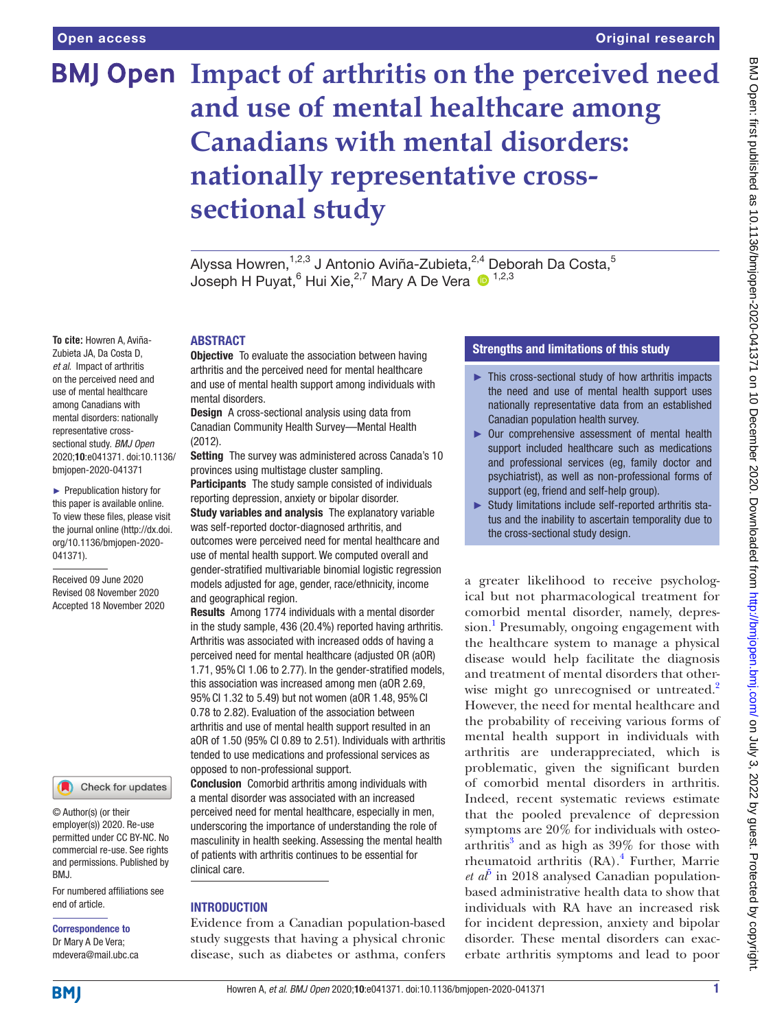# Impact of arthritis on the perceived need and use of mental healthcare among Canadians with mental disorders: nationally representative cross-sectional study

Alyssa Howren,[1,2,3] J Antonio Aviña-Zubieta,[2,4] Deborah Da Costa,[5] Joseph H Puyat,[6] Hui Xie,[2,7] Mary A De Vera[1,2,3]

**To cite:** Howren A, Aviña-Zubieta JA, Da Costa D, *et al*. Impact of arthritis on the perceived need and use of mental healthcare among Canadians with mental disorders: nationally representative cross-sectional study. *BMJ Open* 2020;**10**:e041371. doi:10.1136/bmjopen-2020-041371

► Prepublication history for this paper is available online. To view these files, please visit the journal online (http://dx.doi.org/10.1136/bmjopen-2020-041371).

Received 09 June 2020
Revised 08 November 2020
Accepted 18 November 2020

© Author(s) (or their employer(s)) 2020. Re-use permitted under CC BY-NC. No commercial re-use. See rights and permissions. Published by BMJ.

For numbered affiliations see end of article.

**Correspondence to**
Dr Mary A De Vera;
mdevera@mail.ubc.ca

## ABSTRACT

**Objective** To evaluate the association between having arthritis and the perceived need for mental healthcare and use of mental health support among individuals with mental disorders.

**Design** A cross-sectional analysis using data from Canadian Community Health Survey—Mental Health (2012).

**Setting** The survey was administered across Canada's 10 provinces using multistage cluster sampling.

**Participants** The study sample consisted of individuals reporting depression, anxiety or bipolar disorder.

**Study variables and analysis** The explanatory variable was self-reported doctor-diagnosed arthritis, and outcomes were perceived need for mental healthcare and use of mental health support. We computed overall and gender-stratified multivariable binomial logistic regression models adjusted for age, gender, race/ethnicity, income and geographical region.

**Results** Among 1774 individuals with a mental disorder in the study sample, 436 (20.4%) reported having arthritis. Arthritis was associated with increased odds of having a perceived need for mental healthcare (adjusted OR (aOR) 1.71, 95% CI 1.06 to 2.77). In the gender-stratified models, this association was increased among men (aOR 2.69, 95% CI 1.32 to 5.49) but not women (aOR 1.48, 95% CI 0.78 to 2.82). Evaluation of the association between arthritis and use of mental health support resulted in an aOR of 1.50 (95% CI 0.89 to 2.51). Individuals with arthritis tended to use medications and professional services as opposed to non-professional support.

**Conclusion** Comorbid arthritis among individuals with a mental disorder was associated with an increased perceived need for mental healthcare, especially in men, underscoring the importance of understanding the role of masculinity in health seeking. Assessing the mental health of patients with arthritis continues to be essential for clinical care.

## Strengths and limitations of this study

- ► This cross-sectional study of how arthritis impacts the need and use of mental health support uses nationally representative data from an established Canadian population health survey.
- ► Our comprehensive assessment of mental health support included healthcare such as medications and professional services (eg, family doctor and psychiatrist), as well as non-professional forms of support (eg, friend and self-help group).
- ► Study limitations include self-reported arthritis status and the inability to ascertain temporality due to the cross-sectional study design.

## INTRODUCTION

Evidence from a Canadian population-based study suggests that having a physical chronic disease, such as diabetes or asthma, confers a greater likelihood to receive psychological but not pharmacological treatment for comorbid mental disorder, namely, depression.[1] Presumably, ongoing engagement with the healthcare system to manage a physical disease would help facilitate the diagnosis and treatment of mental disorders that otherwise might go unrecognised or untreated.[2] However, the need for mental healthcare and the probability of receiving various forms of mental health support in individuals with arthritis are underappreciated, which is problematic, given the significant burden of comorbid mental disorders in arthritis. Indeed, recent systematic reviews estimate that the pooled prevalence of depression symptoms are 20% for individuals with osteoarthritis[3] and as high as 39% for those with rheumatoid arthritis (RA).[4] Further, Marrie *et al*[5] in 2018 analysed Canadian population-based administrative health data to show that individuals with RA have an increased risk for incident depression, anxiety and bipolar disorder. These mental disorders can exacerbate arthritis symptoms and lead to poor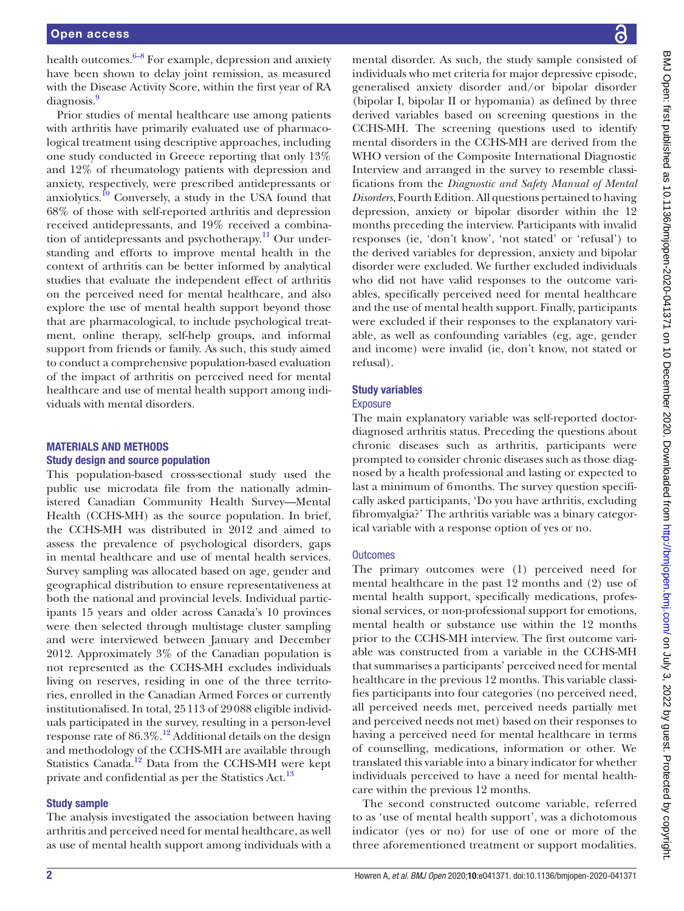health outcomes.[6–8] For example, depression and anxiety have been shown to delay joint remission, as measured with the Disease Activity Score, within the first year of RA diagnosis.[9]

Prior studies of mental healthcare use among patients with arthritis have primarily evaluated use of pharmacological treatment using descriptive approaches, including one study conducted in Greece reporting that only 13% and 12% of rheumatology patients with depression and anxiety, respectively, were prescribed antidepressants or anxiolytics.[10] Conversely, a study in the USA found that 68% of those with self-reported arthritis and depression received antidepressants, and 19% received a combination of antidepressants and psychotherapy.[11] Our understanding and efforts to improve mental health in the context of arthritis can be better informed by analytical studies that evaluate the independent effect of arthritis on the perceived need for mental healthcare, and also explore the use of mental health support beyond those that are pharmacological, to include psychological treatment, online therapy, self-help groups, and informal support from friends or family. As such, this study aimed to conduct a comprehensive population-based evaluation of the impact of arthritis on perceived need for mental healthcare and use of mental health support among individuals with mental disorders.

## MATERIALS AND METHODS

### Study design and source population

This population-based cross-sectional study used the public use microdata file from the nationally administered Canadian Community Health Survey—Mental Health (CCHS-MH) as the source population. In brief, the CCHS-MH was distributed in 2012 and aimed to assess the prevalence of psychological disorders, gaps in mental healthcare and use of mental health services. Survey sampling was allocated based on age, gender and geographical distribution to ensure representativeness at both the national and provincial levels. Individual participants 15 years and older across Canada's 10 provinces were then selected through multistage cluster sampling and were interviewed between January and December 2012. Approximately 3% of the Canadian population is not represented as the CCHS-MH excludes individuals living on reserves, residing in one of the three territories, enrolled in the Canadian Armed Forces or currently institutionalised. In total, 25113 of 29088 eligible individuals participated in the survey, resulting in a person-level response rate of 86.3%.[12] Additional details on the design and methodology of the CCHS-MH are available through Statistics Canada.[12] Data from the CCHS-MH were kept private and confidential as per the Statistics Act.[13]

### Study sample

The analysis investigated the association between having arthritis and perceived need for mental healthcare, as well as use of mental health support among individuals with a mental disorder. As such, the study sample consisted of individuals who met criteria for major depressive episode, generalised anxiety disorder and/or bipolar disorder (bipolar I, bipolar II or hypomania) as defined by three derived variables based on screening questions in the CCHS-MH. The screening questions used to identify mental disorders in the CCHS-MH are derived from the WHO version of the Composite International Diagnostic Interview and arranged in the survey to resemble classifications from the *Diagnostic and Safety Manual of Mental Disorders*, Fourth Edition. All questions pertained to having depression, anxiety or bipolar disorder within the 12 months preceding the interview. Participants with invalid responses (ie, 'don't know', 'not stated' or 'refusal') to the derived variables for depression, anxiety and bipolar disorder were excluded. We further excluded individuals who did not have valid responses to the outcome variables, specifically perceived need for mental healthcare and the use of mental health support. Finally, participants were excluded if their responses to the explanatory variable, as well as confounding variables (eg, age, gender and income) were invalid (ie, don't know, not stated or refusal).

### Study variables

#### Exposure

The main explanatory variable was self-reported doctor-diagnosed arthritis status. Preceding the questions about chronic diseases such as arthritis, participants were prompted to consider chronic diseases such as those diagnosed by a health professional and lasting or expected to last a minimum of 6 months. The survey question specifically asked participants, 'Do you have arthritis, excluding fibromyalgia?' The arthritis variable was a binary categorical variable with a response option of yes or no.

#### Outcomes

The primary outcomes were (1) perceived need for mental healthcare in the past 12 months and (2) use of mental health support, specifically medications, professional services, or non-professional support for emotions, mental health or substance use within the 12 months prior to the CCHS-MH interview. The first outcome variable was constructed from a variable in the CCHS-MH that summarises a participants' perceived need for mental healthcare in the previous 12 months. This variable classifies participants into four categories (no perceived need, all perceived needs met, perceived needs partially met and perceived needs not met) based on their responses to having a perceived need for mental healthcare in terms of counselling, medications, information or other. We translated this variable into a binary indicator for whether individuals perceived to have a need for mental healthcare within the previous 12 months.

The second constructed outcome variable, referred to as 'use of mental health support', was a dichotomous indicator (yes or no) for use of one or more of the three aforementioned treatment or support modalities.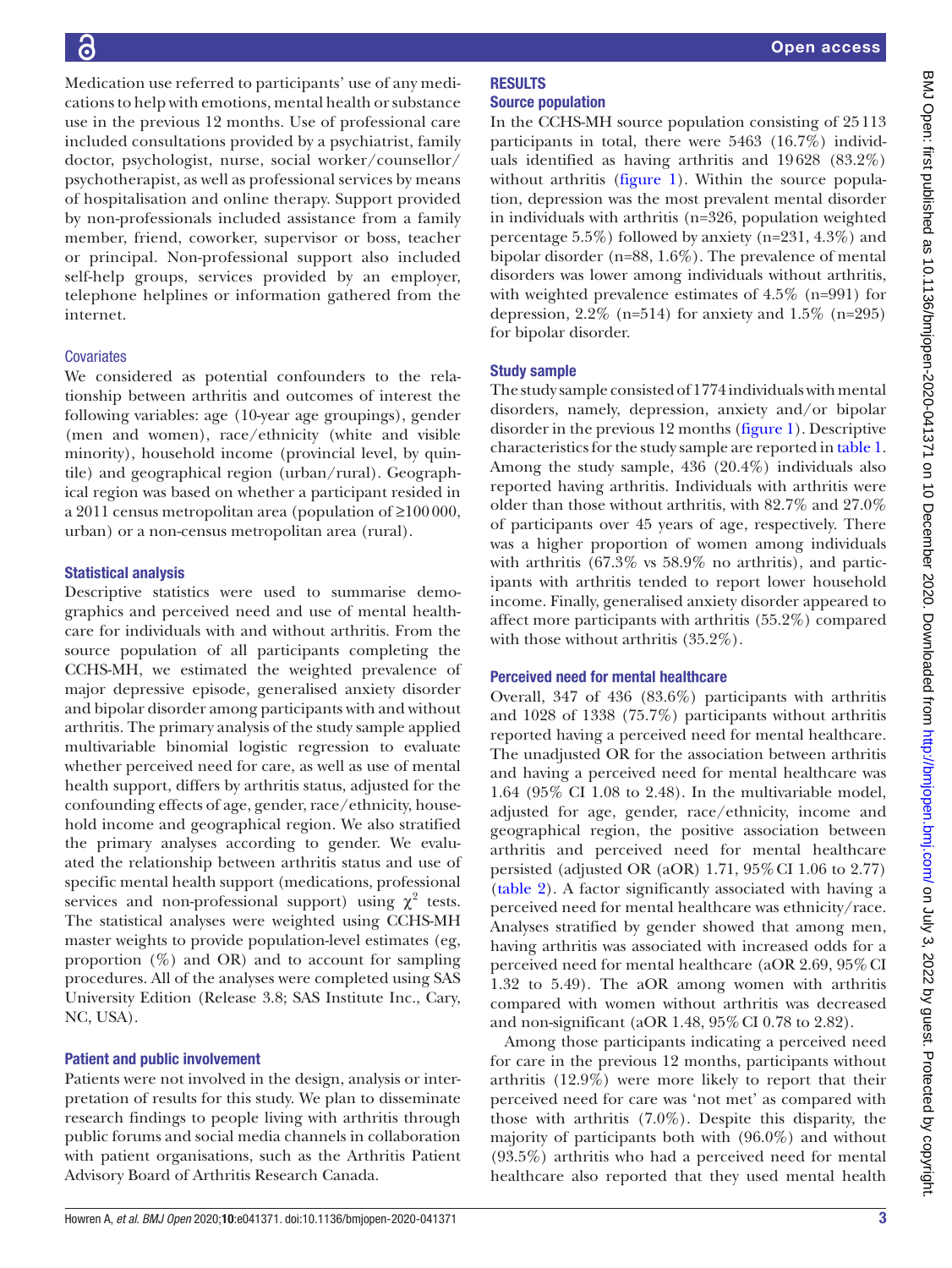Medication use referred to participants' use of any medications to help with emotions, mental health or substance use in the previous 12 months. Use of professional care included consultations provided by a psychiatrist, family doctor, psychologist, nurse, social worker/counsellor/psychotherapist, as well as professional services by means of hospitalisation and online therapy. Support provided by non-professionals included assistance from a family member, friend, coworker, supervisor or boss, teacher or principal. Non-professional support also included self-help groups, services provided by an employer, telephone helplines or information gathered from the internet.

### Covariates

We considered as potential confounders to the relationship between arthritis and outcomes of interest the following variables: age (10-year age groupings), gender (men and women), race/ethnicity (white and visible minority), household income (provincial level, by quintile) and geographical region (urban/rural). Geographical region was based on whether a participant resided in a 2011 census metropolitan area (population of ≥100 000, urban) or a non-census metropolitan area (rural).

### Statistical analysis

Descriptive statistics were used to summarise demographics and perceived need and use of mental healthcare for individuals with and without arthritis. From the source population of all participants completing the CCHS-MH, we estimated the weighted prevalence of major depressive episode, generalised anxiety disorder and bipolar disorder among participants with and without arthritis. The primary analysis of the study sample applied multivariable binomial logistic regression to evaluate whether perceived need for care, as well as use of mental health support, differs by arthritis status, adjusted for the confounding effects of age, gender, race/ethnicity, household income and geographical region. We also stratified the primary analyses according to gender. We evaluated the relationship between arthritis status and use of specific mental health support (medications, professional services and non-professional support) using $\chi^2$ tests. The statistical analyses were weighted using CCHS-MH master weights to provide population-level estimates (eg, proportion (%) and OR) and to account for sampling procedures. All of the analyses were completed using SAS University Edition (Release 3.8; SAS Institute Inc., Cary, NC, USA).

### Patient and public involvement

Patients were not involved in the design, analysis or interpretation of results for this study. We plan to disseminate research findings to people living with arthritis through public forums and social media channels in collaboration with patient organisations, such as the Arthritis Patient Advisory Board of Arthritis Research Canada.

## RESULTS

### Source population

In the CCHS-MH source population consisting of 25 113 participants in total, there were 5463 (16.7%) individuals identified as having arthritis and 19 628 (83.2%) without arthritis (figure 1). Within the source population, depression was the most prevalent mental disorder in individuals with arthritis (n=326, population weighted percentage 5.5%) followed by anxiety (n=231, 4.3%) and bipolar disorder (n=88, 1.6%). The prevalence of mental disorders was lower among individuals without arthritis, with weighted prevalence estimates of 4.5% (n=991) for depression, 2.2% (n=514) for anxiety and 1.5% (n=295) for bipolar disorder.

### Study sample

The study sample consisted of 1774 individuals with mental disorders, namely, depression, anxiety and/or bipolar disorder in the previous 12 months (figure 1). Descriptive characteristics for the study sample are reported in table 1. Among the study sample, 436 (20.4%) individuals also reported having arthritis. Individuals with arthritis were older than those without arthritis, with 82.7% and 27.0% of participants over 45 years of age, respectively. There was a higher proportion of women among individuals with arthritis (67.3% vs 58.9% no arthritis), and participants with arthritis tended to report lower household income. Finally, generalised anxiety disorder appeared to affect more participants with arthritis (55.2%) compared with those without arthritis (35.2%).

### Perceived need for mental healthcare

Overall, 347 of 436 (83.6%) participants with arthritis and 1028 of 1338 (75.7%) participants without arthritis reported having a perceived need for mental healthcare. The unadjusted OR for the association between arthritis and having a perceived need for mental healthcare was 1.64 (95% CI 1.08 to 2.48). In the multivariable model, adjusted for age, gender, race/ethnicity, income and geographical region, the positive association between arthritis and perceived need for mental healthcare persisted (adjusted OR (aOR) 1.71, 95% CI 1.06 to 2.77) (table 2). A factor significantly associated with having a perceived need for mental healthcare was ethnicity/race. Analyses stratified by gender showed that among men, having arthritis was associated with increased odds for a perceived need for mental healthcare (aOR 2.69, 95% CI 1.32 to 5.49). The aOR among women with arthritis compared with women without arthritis was decreased and non-significant (aOR 1.48, 95% CI 0.78 to 2.82).

Among those participants indicating a perceived need for care in the previous 12 months, participants without arthritis (12.9%) were more likely to report that their perceived need for care was 'not met' as compared with those with arthritis (7.0%). Despite this disparity, the majority of participants both with (96.0%) and without (93.5%) arthritis who had a perceived need for mental healthcare also reported that they used mental health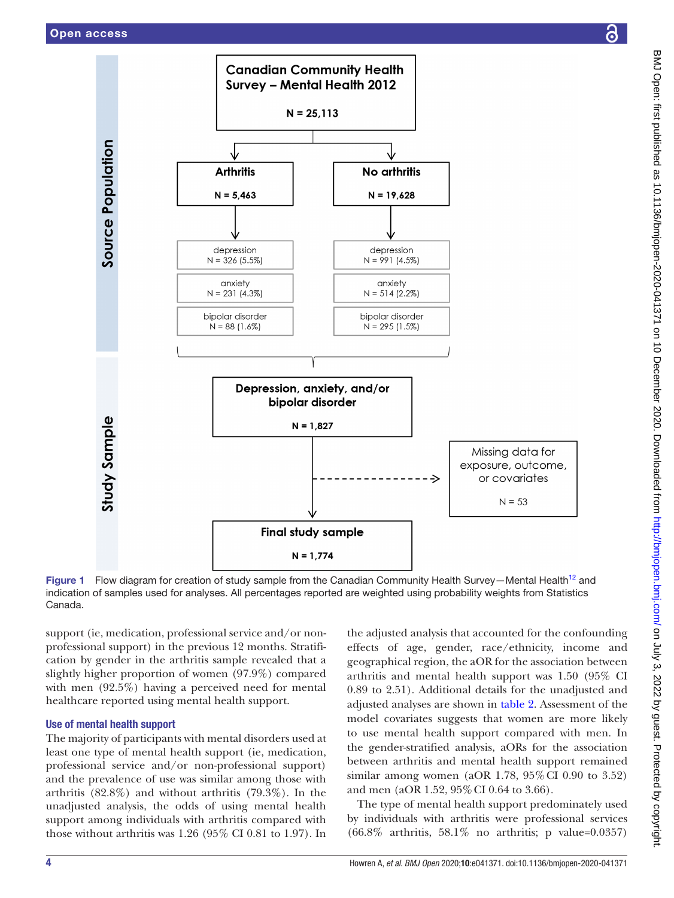Source Population

Canadian Community Health Survey – Mental Health 2012

N = 25,113

Arthritis

N = 5,463

No arthritis

N = 19,628

depression
N = 326 (5.5%)

depression
N = 991 (4.5%)

anxiety
N = 231 (4.3%)

anxiety
N = 514 (2.2%)

bipolar disorder
N = 88 (1.6%)

bipolar disorder
N = 295 (1.5%)

Study Sample

Depression, anxiety, and/or bipolar disorder

N = 1,827

Missing data for exposure, outcome, or covariates

N = 53

Final study sample

N = 1,774

**Figure 1** Flow diagram for creation of study sample from the Canadian Community Health Survey—Mental Health[12] and indication of samples used for analyses. All percentages reported are weighted using probability weights from Statistics Canada.

support (ie, medication, professional service and/or non-professional support) in the previous 12 months. Stratification by gender in the arthritis sample revealed that a slightly higher proportion of women (97.9%) compared with men (92.5%) having a perceived need for mental healthcare reported using mental health support.

## Use of mental health support

The majority of participants with mental disorders used at least one type of mental health support (ie, medication, professional service and/or non-professional support) and the prevalence of use was similar among those with arthritis (82.8%) and without arthritis (79.3%). In the unadjusted analysis, the odds of using mental health support among individuals with arthritis compared with those without arthritis was 1.26 (95% CI 0.81 to 1.97). In the adjusted analysis that accounted for the confounding effects of age, gender, race/ethnicity, income and geographical region, the aOR for the association between arthritis and mental health support was 1.50 (95% CI 0.89 to 2.51). Additional details for the unadjusted and adjusted analyses are shown in table 2. Assessment of the model covariates suggests that women are more likely to use mental health support compared with men. In the gender-stratified analysis, aORs for the association between arthritis and mental health support remained similar among women (aOR 1.78, 95% CI 0.90 to 3.52) and men (aOR 1.52, 95% CI 0.64 to 3.66).

The type of mental health support predominately used by individuals with arthritis were professional services (66.8% arthritis, 58.1% no arthritis; p value=0.0357)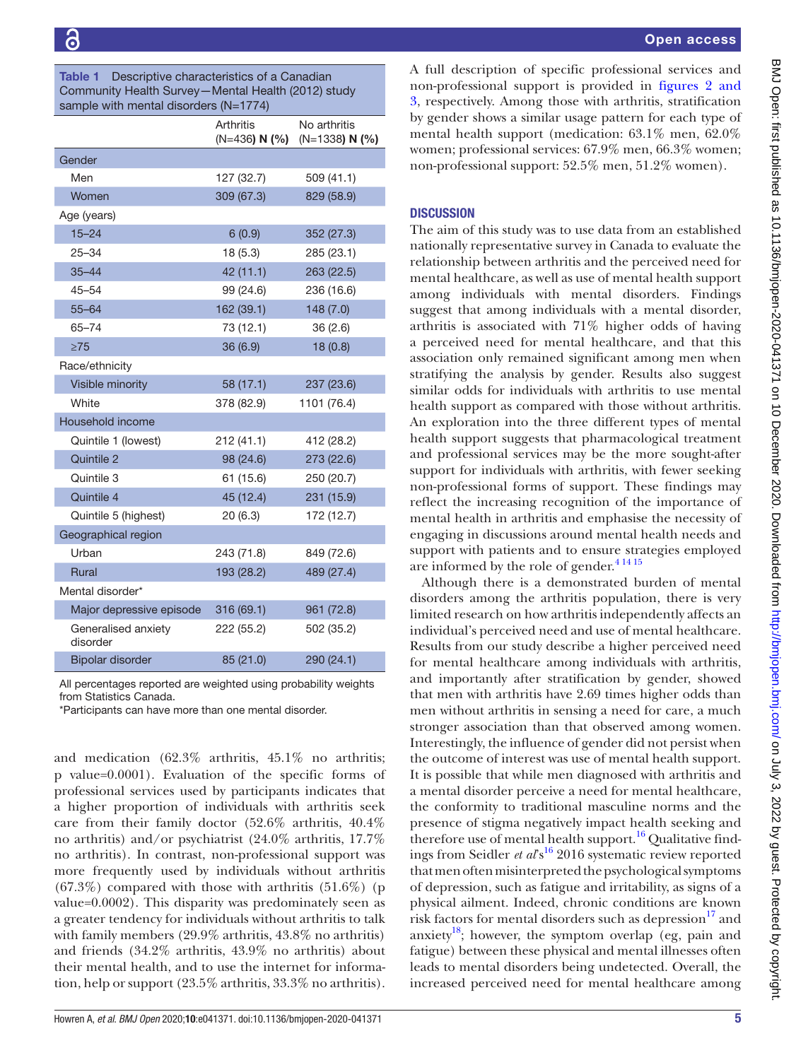Table 1 Descriptive characteristics of a Canadian Community Health Survey—Mental Health (2012) study sample with mental disorders (N=1774)

| | Arthritis (N=436) N (%) | No arthritis (N=1338) N (%) |
|---|---|---|
| Gender | | |
| Men | 127 (32.7) | 509 (41.1) |
| Women | 309 (67.3) | 829 (58.9) |
| Age (years) | | |
| 15–24 | 6 (0.9) | 352 (27.3) |
| 25–34 | 18 (5.3) | 285 (23.1) |
| 35–44 | 42 (11.1) | 263 (22.5) |
| 45–54 | 99 (24.6) | 236 (16.6) |
| 55–64 | 162 (39.1) | 148 (7.0) |
| 65–74 | 73 (12.1) | 36 (2.6) |
| ≥75 | 36 (6.9) | 18 (0.8) |
| Race/ethnicity | | |
| Visible minority | 58 (17.1) | 237 (23.6) |
| White | 378 (82.9) | 1101 (76.4) |
| Household income | | |
| Quintile 1 (lowest) | 212 (41.1) | 412 (28.2) |
| Quintile 2 | 98 (24.6) | 273 (22.6) |
| Quintile 3 | 61 (15.6) | 250 (20.7) |
| Quintile 4 | 45 (12.4) | 231 (15.9) |
| Quintile 5 (highest) | 20 (6.3) | 172 (12.7) |
| Geographical region | | |
| Urban | 243 (71.8) | 849 (72.6) |
| Rural | 193 (28.2) | 489 (27.4) |
| Mental disorder* | | |
| Major depressive episode | 316 (69.1) | 961 (72.8) |
| Generalised anxiety disorder | 222 (55.2) | 502 (35.2) |
| Bipolar disorder | 85 (21.0) | 290 (24.1) |

All percentages reported are weighted using probability weights from Statistics Canada.

*Participants can have more than one mental disorder.

and medication (62.3% arthritis, 45.1% no arthritis; p value=0.0001). Evaluation of the specific forms of professional services used by participants indicates that a higher proportion of individuals with arthritis seek care from their family doctor (52.6% arthritis, 40.4% no arthritis) and/or psychiatrist (24.0% arthritis, 17.7% no arthritis). In contrast, non-professional support was more frequently used by individuals without arthritis (67.3%) compared with those with arthritis (51.6%) (p value=0.0002). This disparity was predominately seen as a greater tendency for individuals without arthritis to talk with family members (29.9% arthritis, 43.8% no arthritis) and friends (34.2% arthritis, 43.9% no arthritis) about their mental health, and to use the internet for information, help or support (23.5% arthritis, 33.3% no arthritis).

A full description of specific professional services and non-professional support is provided in figures 2 and 3, respectively. Among those with arthritis, stratification by gender shows a similar usage pattern for each type of mental health support (medication: 63.1% men, 62.0% women; professional services: 67.9% men, 66.3% women; non-professional support: 52.5% men, 51.2% women).

## DISCUSSION

The aim of this study was to use data from an established nationally representative survey in Canada to evaluate the relationship between arthritis and the perceived need for mental healthcare, as well as use of mental health support among individuals with mental disorders. Findings suggest that among individuals with a mental disorder, arthritis is associated with 71% higher odds of having a perceived need for mental healthcare, and that this association only remained significant among men when stratifying the analysis by gender. Results also suggest similar odds for individuals with arthritis to use mental health support as compared with those without arthritis. An exploration into the three different types of mental health support suggests that pharmacological treatment and professional services may be the more sought-after support for individuals with arthritis, with fewer seeking non-professional forms of support. These findings may reflect the increasing recognition of the importance of mental health in arthritis and emphasise the necessity of engaging in discussions around mental health needs and support with patients and to ensure strategies employed are informed by the role of gender.[4,14,15]

Although there is a demonstrated burden of mental disorders among the arthritis population, there is very limited research on how arthritis independently affects an individual's perceived need and use of mental healthcare. Results from our study describe a higher perceived need for mental healthcare among individuals with arthritis, and importantly after stratification by gender, showed that men with arthritis have 2.69 times higher odds than men without arthritis in sensing a need for care, a much stronger association than that observed among women. Interestingly, the influence of gender did not persist when the outcome of interest was use of mental health support. It is possible that while men diagnosed with arthritis and a mental disorder perceive a need for mental healthcare, the conformity to traditional masculine norms and the presence of stigma negatively impact health seeking and therefore use of mental health support.[16] Qualitative findings from Seidler *et al*'s[16] 2016 systematic review reported that men often misinterpreted the psychological symptoms of depression, such as fatigue and irritability, as signs of a physical ailment. Indeed, chronic conditions are known risk factors for mental disorders such as depression[17] and anxiety[18]; however, the symptom overlap (eg, pain and fatigue) between these physical and mental illnesses often leads to mental disorders being undetected. Overall, the increased perceived need for mental healthcare among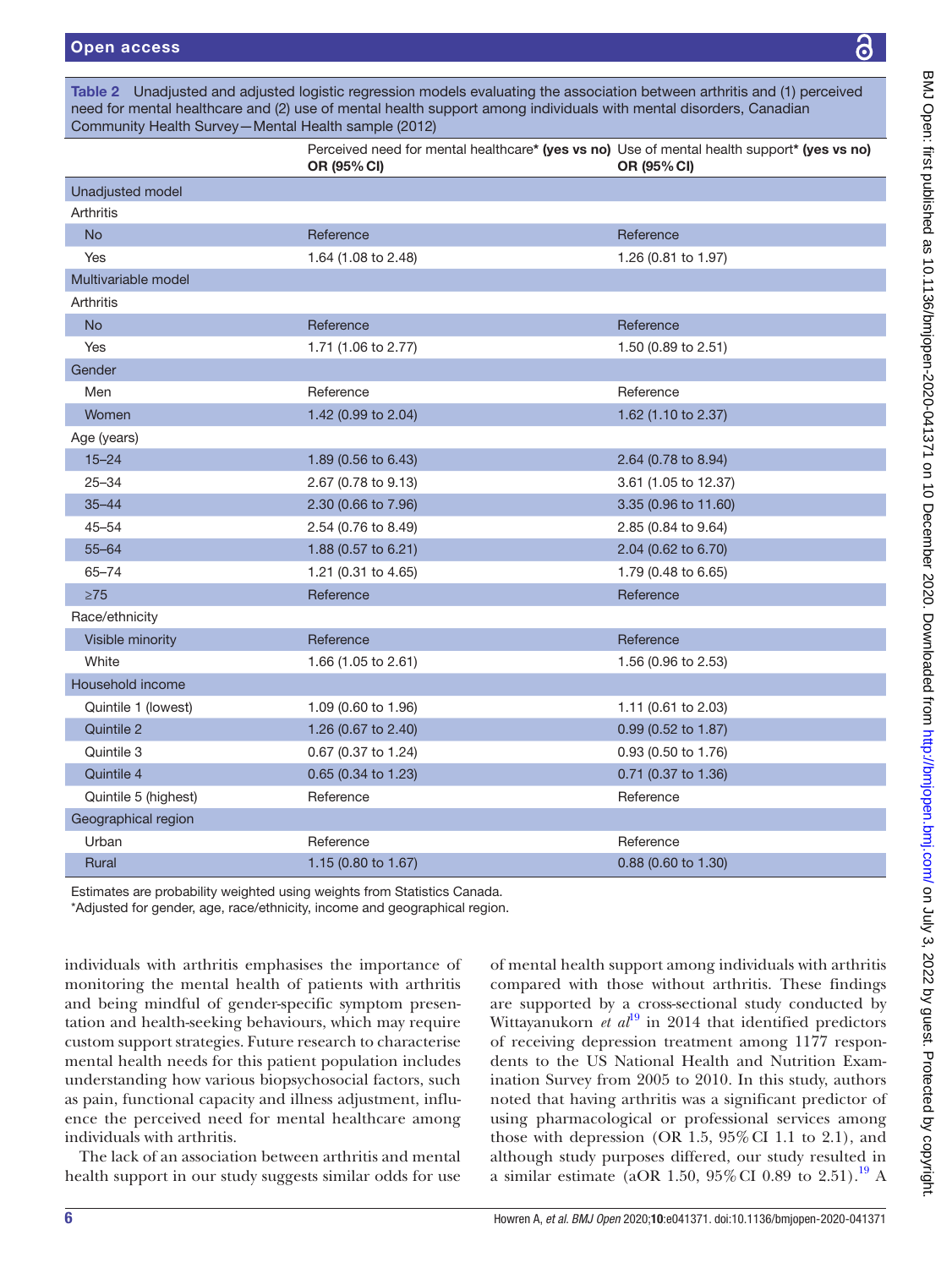**Table 2** Unadjusted and adjusted logistic regression models evaluating the association between arthritis and (1) perceived need for mental healthcare and (2) use of mental health support among individuals with mental disorders, Canadian Community Health Survey—Mental Health sample (2012)

| | Perceived need for mental healthcare* **(yes vs no)** **OR (95% CI)** | Use of mental health support* **(yes vs no)** **OR (95% CI)** |
|---|---|---|
| Unadjusted model | | |
| Arthritis | | |
| No | Reference | Reference |
| Yes | 1.64 (1.08 to 2.48) | 1.26 (0.81 to 1.97) |
| Multivariable model | | |
| Arthritis | | |
| No | Reference | Reference |
| Yes | 1.71 (1.06 to 2.77) | 1.50 (0.89 to 2.51) |
| Gender | | |
| Men | Reference | Reference |
| Women | 1.42 (0.99 to 2.04) | 1.62 (1.10 to 2.37) |
| Age (years) | | |
| 15–24 | 1.89 (0.56 to 6.43) | 2.64 (0.78 to 8.94) |
| 25–34 | 2.67 (0.78 to 9.13) | 3.61 (1.05 to 12.37) |
| 35–44 | 2.30 (0.66 to 7.96) | 3.35 (0.96 to 11.60) |
| 45–54 | 2.54 (0.76 to 8.49) | 2.85 (0.84 to 9.64) |
| 55–64 | 1.88 (0.57 to 6.21) | 2.04 (0.62 to 6.70) |
| 65–74 | 1.21 (0.31 to 4.65) | 1.79 (0.48 to 6.65) |
| ≥75 | Reference | Reference |
| Race/ethnicity | | |
| Visible minority | Reference | Reference |
| White | 1.66 (1.05 to 2.61) | 1.56 (0.96 to 2.53) |
| Household income | | |
| Quintile 1 (lowest) | 1.09 (0.60 to 1.96) | 1.11 (0.61 to 2.03) |
| Quintile 2 | 1.26 (0.67 to 2.40) | 0.99 (0.52 to 1.87) |
| Quintile 3 | 0.67 (0.37 to 1.24) | 0.93 (0.50 to 1.76) |
| Quintile 4 | 0.65 (0.34 to 1.23) | 0.71 (0.37 to 1.36) |
| Quintile 5 (highest) | Reference | Reference |
| Geographical region | | |
| Urban | Reference | Reference |
| Rural | 1.15 (0.80 to 1.67) | 0.88 (0.60 to 1.30) |

Estimates are probability weighted using weights from Statistics Canada.
*Adjusted for gender, age, race/ethnicity, income and geographical region.

individuals with arthritis emphasises the importance of monitoring the mental health of patients with arthritis and being mindful of gender-specific symptom presentation and health-seeking behaviours, which may require custom support strategies. Future research to characterise mental health needs for this patient population includes understanding how various biopsychosocial factors, such as pain, functional capacity and illness adjustment, influence the perceived need for mental healthcare among individuals with arthritis.

The lack of an association between arthritis and mental health support in our study suggests similar odds for use of mental health support among individuals with arthritis compared with those without arthritis. These findings are supported by a cross-sectional study conducted by Wittayanukorn *et al*[19] in 2014 that identified predictors of receiving depression treatment among 1177 respondents to the US National Health and Nutrition Examination Survey from 2005 to 2010. In this study, authors noted that having arthritis was a significant predictor of using pharmacological or professional services among those with depression (OR 1.5, 95% CI 1.1 to 2.1), and although study purposes differed, our study resulted in a similar estimate (aOR 1.50, 95% CI 0.89 to 2.51).[19] A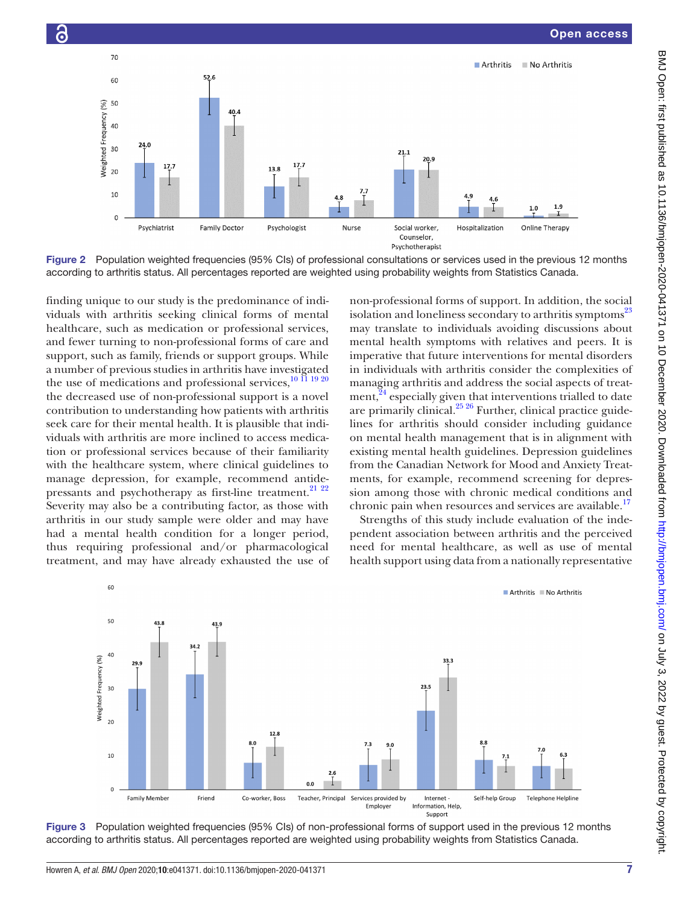Figure 2 Population weighted frequencies (95% CIs) of professional consultations or services used in the previous 12 months according to arthritis status. All percentages reported are weighted using probability weights from Statistics Canada.

finding unique to our study is the predominance of individuals with arthritis seeking clinical forms of mental healthcare, such as medication or professional services, and fewer turning to non-professional forms of care and support, such as family, friends or support groups. While a number of previous studies in arthritis have investigated the use of medications and professional services,[10 11 19 20] the decreased use of non-professional support is a novel contribution to understanding how patients with arthritis seek care for their mental health. It is plausible that individuals with arthritis are more inclined to access medication or professional services because of their familiarity with the healthcare system, where clinical guidelines to manage depression, for example, recommend antidepressants and psychotherapy as first-line treatment.[21 22] Severity may also be a contributing factor, as those with arthritis in our study sample were older and may have had a mental health condition for a longer period, thus requiring professional and/or pharmacological treatment, and may have already exhausted the use of non-professional forms of support. In addition, the social isolation and loneliness secondary to arthritis symptoms[23] may translate to individuals avoiding discussions about mental health symptoms with relatives and peers. It is imperative that future interventions for mental disorders in individuals with arthritis consider the complexities of managing arthritis and address the social aspects of treatment,[24] especially given that interventions trialled to date are primarily clinical.[25 26] Further, clinical practice guidelines for arthritis should consider including guidance on mental health management that is in alignment with existing mental health guidelines. Depression guidelines from the Canadian Network for Mood and Anxiety Treatments, for example, recommend screening for depression among those with chronic medical conditions and chronic pain when resources and services are available.[17]

Strengths of this study include evaluation of the independent association between arthritis and the perceived need for mental healthcare, as well as use of mental health support using data from a nationally representative

Figure 3 Population weighted frequencies (95% CIs) of non-professional forms of support used in the previous 12 months according to arthritis status. All percentages reported are weighted using probability weights from Statistics Canada.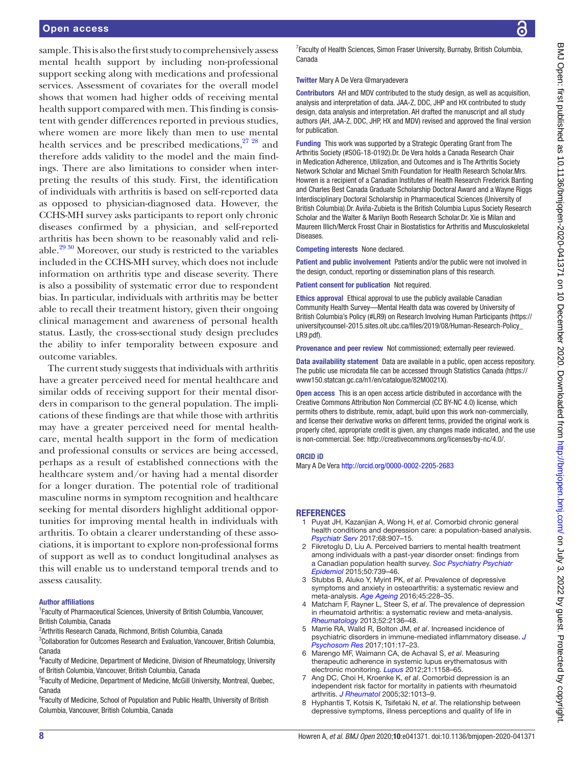sample. This is also the first study to comprehensively assess mental health support by including non-professional support seeking along with medications and professional services. Assessment of covariates for the overall model shows that women had higher odds of receiving mental health support compared with men. This finding is consistent with gender differences reported in previous studies, where women are more likely than men to use mental health services and be prescribed medications,[27 28] and therefore adds validity to the model and the main findings. There are also limitations to consider when interpreting the results of this study. First, the identification of individuals with arthritis is based on self-reported data as opposed to physician-diagnosed data. However, the CCHS-MH survey asks participants to report only chronic diseases confirmed by a physician, and self-reported arthritis has been shown to be reasonably valid and reliable.[29 30] Moreover, our study is restricted to the variables included in the CCHS-MH survey, which does not include information on arthritis type and disease severity. There is also a possibility of systematic error due to respondent bias. In particular, individuals with arthritis may be better able to recall their treatment history, given their ongoing clinical management and awareness of personal health status. Lastly, the cross-sectional study design precludes the ability to infer temporality between exposure and outcome variables.

The current study suggests that individuals with arthritis have a greater perceived need for mental healthcare and similar odds of receiving support for their mental disorders in comparison to the general population. The implications of these findings are that while those with arthritis may have a greater perceived need for mental healthcare, mental health support in the form of medication and professional consults or services are being accessed, perhaps as a result of established connections with the healthcare system and/or having had a mental disorder for a longer duration. The potential role of traditional masculine norms in symptom recognition and healthcare seeking for mental disorders highlight additional opportunities for improving mental health in individuals with arthritis. To obtain a clearer understanding of these associations, it is important to explore non-professional forms of support as well as to conduct longitudinal analyses as this will enable us to understand temporal trends and to assess causality.

#### Author affiliations

[1]Faculty of Pharmaceutical Sciences, University of British Columbia, Vancouver, British Columbia, Canada
[2]Arthritis Research Canada, Richmond, British Columbia, Canada
[3]Collaboration for Outcomes Research and Evaluation, Vancouver, British Columbia, Canada
[4]Faculty of Medicine, Department of Medicine, Division of Rheumatology, University of British Columbia, Vancouver, British Columbia, Canada
[5]Faculty of Medicine, Department of Medicine, McGill University, Montreal, Quebec, Canada
[6]Faculty of Medicine, School of Population and Public Health, University of British Columbia, Vancouver, British Columbia, Canada
[7]Faculty of Health Sciences, Simon Fraser University, Burnaby, British Columbia, Canada

**Twitter** Mary A De Vera @maryadevera

**Contributors** AH and MDV contributed to the study design, as well as acquisition, analysis and interpretation of data. JAA-Z, DDC, JHP and HX contributed to study design, data analysis and interpretation. AH drafted the manuscript and all study authors (AH, JAA-Z, DDC, JHP, HX and MDV) revised and approved the final version for publication.

**Funding** This work was supported by a Strategic Operating Grant from The Arthritis Society (#SOG-18-0192).Dr. De Vera holds a Canada Research Chair in Medication Adherence, Utilization, and Outcomes and is The Arthritis Society Network Scholar and Michael Smith Foundation for Health Research Scholar.Mrs. Howren is a recipient of a Canadian Institutes of Health Research Frederick Banting and Charles Best Canada Graduate Scholarship Doctoral Award and a Wayne Riggs Interdisciplinary Doctoral Scholarship in Pharmaceutical Sciences (University of British Columbia).Dr. Aviña-Zubieta is the British Columbia Lupus Society Research Scholar and the Walter & Marilyn Booth Research Scholar.Dr. Xie is Milan and Maureen Illich/Merck Frosst Chair in Biostatistics for Arthritis and Musculoskeletal Diseases.

**Competing interests** None declared.

**Patient and public involvement** Patients and/or the public were not involved in the design, conduct, reporting or dissemination plans of this research.

**Patient consent for publication** Not required.

**Ethics approval** Ethical approval to use the publicly available Canadian Community Health Survey—Mental Health data was covered by University of British Columbia's Policy (#LR9) on Research Involving Human Participants (https://universitycounsel-2015.sites.olt.ubc.ca/files/2019/08/Human-Research-Policy_LR9.pdf).

**Provenance and peer review** Not commissioned; externally peer reviewed.

**Data availability statement** Data are available in a public, open access repository. The public use microdata file can be accessed through Statistics Canada (https://www150.statcan.gc.ca/n1/en/catalogue/82M0021X).

**Open access** This is an open access article distributed in accordance with the Creative Commons Attribution Non Commercial (CC BY-NC 4.0) license, which permits others to distribute, remix, adapt, build upon this work non-commercially, and license their derivative works on different terms, provided the original work is properly cited, appropriate credit is given, any changes made indicated, and the use is non-commercial. See: http://creativecommons.org/licenses/by-nc/4.0/.

#### ORCID iD

Mary A De Vera http://orcid.org/0000-0002-2205-2683

## REFERENCES

1. Puyat JH, Kazanjian A, Wong H, *et al*. Comorbid chronic general health conditions and depression care: a population-based analysis. *Psychiatr Serv* 2017;68:907–15.
2. Fikretoglu D, Liu A. Perceived barriers to mental health treatment among individuals with a past-year disorder onset: findings from a Canadian population health survey. *Soc Psychiatry Psychiatr Epidemiol* 2015;50:739–46.
3. Stubbs B, Aluko Y, Myint PK, *et al*. Prevalence of depressive symptoms and anxiety in osteoarthritis: a systematic review and meta-analysis. *Age Ageing* 2016;45:228–35.
4. Matcham F, Rayner L, Steer S, *et al*. The prevalence of depression in rheumatoid arthritis: a systematic review and meta-analysis. *Rheumatology* 2013;52:2136–48.
5. Marrie RA, Walld R, Bolton JM, *et al*. Increased incidence of psychiatric disorders in immune-mediated inflammatory disease. *J Psychosom Res* 2017;101:17–23.
6. Marengo MF, Waimann CA, de Achaval S, *et al*. Measuring therapeutic adherence in systemic lupus erythematosus with electronic monitoring. *Lupus* 2012;21:1158–65.
7. Ang DC, Choi H, Kroenke K, *et al*. Comorbid depression is an independent risk factor for mortality in patients with rheumatoid arthritis. *J Rheumatol* 2005;32:1013–9.
8. Hyphantis T, Kotsis K, Tsifetaki N, *et al*. The relationship between depressive symptoms, illness perceptions and quality of life in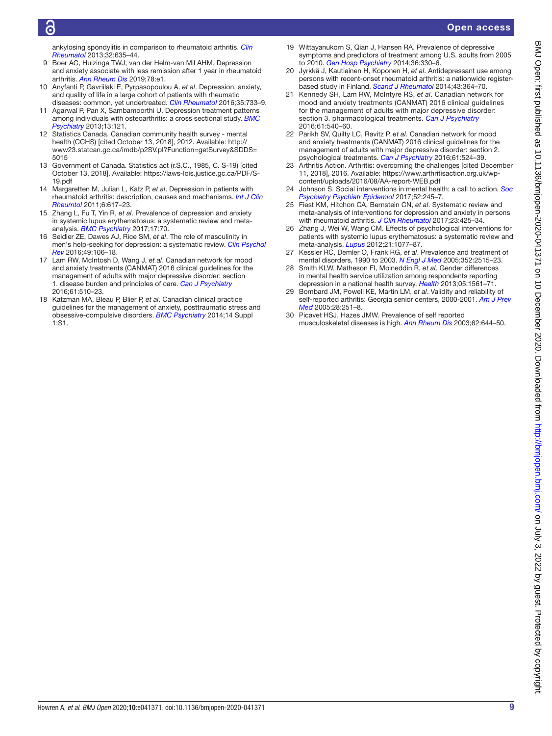ankylosing spondylitis in comparison to rheumatoid arthritis. *Clin Rheumatol* 2013;32:635–44.

9 Boer AC, Huizinga TWJ, van der Helm-van Mil AHM. Depression and anxiety associate with less remission after 1 year in rheumatoid arthritis. *Ann Rheum Dis* 2019;78:e1.

10 Anyfanti P, Gavriilaki E, Pyrpasopoulou A, *et al*. Depression, anxiety, and quality of life in a large cohort of patients with rheumatic diseases: common, yet undertreated. *Clin Rheumatol* 2016;35:733–9.

11 Agarwal P, Pan X, Sambamoorthi U. Depression treatment patterns among individuals with osteoarthritis: a cross sectional study. *BMC Psychiatry* 2013;13:121.

12 Statistics Canada. Canadian community health survey - mental health (CCHS) [cited October 13, 2018], 2012. Available: http://www23.statcan.gc.ca/imdb/p2SV.pl?Function=getSurvey&SDDS=5015

13 Government of Canada. Statistics act (r.S.C., 1985, C. S-19) [cited October 13, 2018]. Available: https://laws-lois.justice.gc.ca/PDF/S-19.pdf

14 Margaretten M, Julian L, Katz P, *et al*. Depression in patients with rheumatoid arthritis: description, causes and mechanisms. *Int J Clin Rheumtol* 2011;6:617–23.

15 Zhang L, Fu T, Yin R, *et al*. Prevalence of depression and anxiety in systemic lupus erythematosus: a systematic review and meta-analysis. *BMC Psychiatry* 2017;17:70.

16 Seidler ZE, Dawes AJ, Rice SM, *et al*. The role of masculinity in men's help-seeking for depression: a systematic review. *Clin Psychol Rev* 2016;49:106–18.

17 Lam RW, McIntosh D, Wang J, *et al*. Canadian network for mood and anxiety treatments (CANMAT) 2016 clinical guidelines for the management of adults with major depressive disorder: section 1. disease burden and principles of care. *Can J Psychiatry* 2016;61:510–23.

18 Katzman MA, Bleau P, Blier P, *et al*. Canadian clinical practice guidelines for the management of anxiety, posttraumatic stress and obsessive-compulsive disorders. *BMC Psychiatry* 2014;14 Suppl 1:S1.

19 Wittayanukorn S, Qian J, Hansen RA. Prevalence of depressive symptoms and predictors of treatment among U.S. adults from 2005 to 2010. *Gen Hosp Psychiatry* 2014;36:330–6.

20 Jyrkkä J, Kautiainen H, Koponen H, *et al*. Antidepressant use among persons with recent-onset rheumatoid arthritis: a nationwide register-based study in Finland. *Scand J Rheumatol* 2014;43:364–70.

21 Kennedy SH, Lam RW, McIntyre RS, *et al*. Canadian network for mood and anxiety treatments (CANMAT) 2016 clinical guidelines for the management of adults with major depressive disorder: section 3. pharmacological treatments. *Can J Psychiatry* 2016;61:540–60.

22 Parikh SV, Quilty LC, Ravitz P, *et al*. Canadian network for mood and anxiety treatments (CANMAT) 2016 clinical guidelines for the management of adults with major depressive disorder: section 2. psychological treatments. *Can J Psychiatry* 2016;61:524–39.

23 Arthritis Action. Arthritis: overcoming the challenges [cited December 11, 2018], 2016. Available: https://www.arthritisaction.org.uk/wp-content/uploads/2016/08/AA-report-WEB.pdf

24 Johnson S. Social interventions in mental health: a call to action. *Soc Psychiatry Psychiatr Epidemiol* 2017;52:245–7.

25 Fiest KM, Hitchon CA, Bernstein CN, *et al*. Systematic review and meta-analysis of interventions for depression and anxiety in persons with rheumatoid arthritis. *J Clin Rheumatol* 2017;23:425–34.

26 Zhang J, Wei W, Wang CM. Effects of psychological interventions for patients with systemic lupus erythematosus: a systematic review and meta-analysis. *Lupus* 2012;21:1077–87.

27 Kessler RC, Demler O, Frank RG, *et al*. Prevalence and treatment of mental disorders, 1990 to 2003. *N Engl J Med* 2005;352:2515–23.

28 Smith KLW, Matheson FI, Moineddin R, *et al*. Gender differences in mental health service utilization among respondents reporting depression in a national health survey. *Health* 2013;05:1561–71.

29 Bombard JM, Powell KE, Martin LM, *et al*. Validity and reliability of self-reported arthritis: Georgia senior centers, 2000-2001. *Am J Prev Med* 2005;28:251–8.

30 Picavet HSJ, Hazes JMW. Prevalence of self reported musculoskeletal diseases is high. *Ann Rheum Dis* 2003;62:644–50.